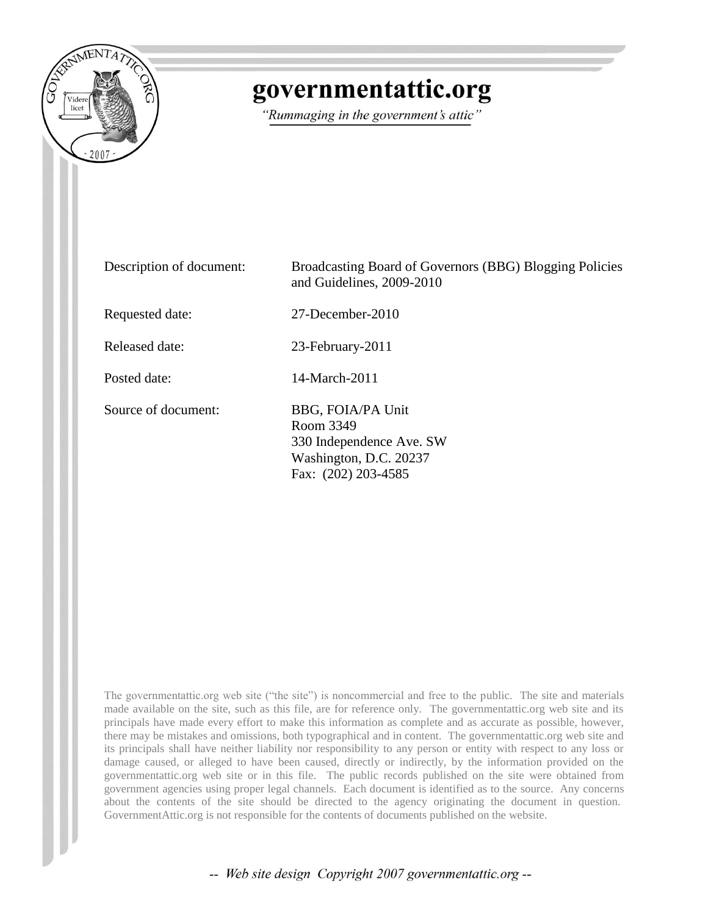# governmentattic.org

*"Rummaging in the government's attic"*

| | |
|---|---|
| Description of document: | Broadcasting Board of Governors (BBG) Blogging Policies and Guidelines, 2009-2010 |
| Requested date: | 27-December-2010 |
| Released date: | 23-February-2011 |
| Posted date: | 14-March-2011 |
| Source of document: | BBG, FOIA/PA Unit<br>Room 3349<br>330 Independence Ave. SW<br>Washington, D.C. 20237<br>Fax: (202) 203-4585 |

The governmentattic.org web site ("the site") is noncommercial and free to the public. The site and materials made available on the site, such as this file, are for reference only. The governmentattic.org web site and its principals have made every effort to make this information as complete and as accurate as possible, however, there may be mistakes and omissions, both typographical and in content. The governmentattic.org web site and its principals shall have neither liability nor responsibility to any person or entity with respect to any loss or damage caused, or alleged to have been caused, directly or indirectly, by the information provided on the governmentattic.org web site or in this file. The public records published on the site were obtained from government agencies using proper legal channels. Each document is identified as to the source. Any concerns about the contents of the site should be directed to the agency originating the document in question. GovernmentAttic.org is not responsible for the contents of documents published on the website.

*-- Web site design Copyright 2007 governmentattic.org --*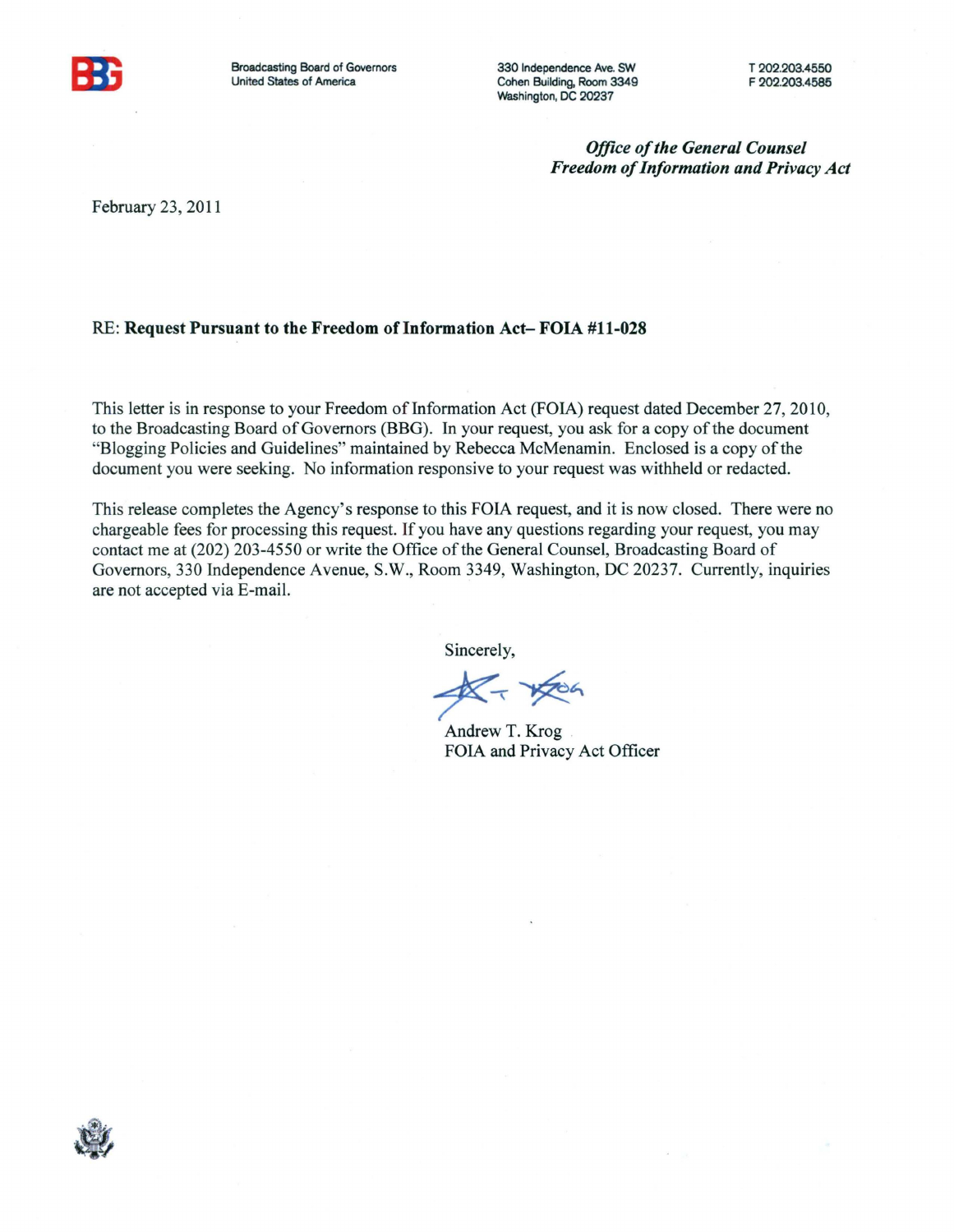Broadcasting Board of Governors
United States of America

330 Independence Ave. SW
Cohen Building, Room 3349
Washington, DC 20237

T 202.203.4550
F 202.203.4585

*Office of the General Counsel*
*Freedom of Information and Privacy Act*

February 23, 2011

RE: **Request Pursuant to the Freedom of Information Act– FOIA #11-028**

This letter is in response to your Freedom of Information Act (FOIA) request dated December 27, 2010, to the Broadcasting Board of Governors (BBG). In your request, you ask for a copy of the document "Blogging Policies and Guidelines" maintained by Rebecca McMenamin. Enclosed is a copy of the document you were seeking. No information responsive to your request was withheld or redacted.

This release completes the Agency's response to this FOIA request, and it is now closed. There were no chargeable fees for processing this request. If you have any questions regarding your request, you may contact me at (202) 203-4550 or write the Office of the General Counsel, Broadcasting Board of Governors, 330 Independence Avenue, S.W., Room 3349, Washington, DC 20237. Currently, inquiries are not accepted via E-mail.

Sincerely,

Andrew T. Krog
FOIA and Privacy Act Officer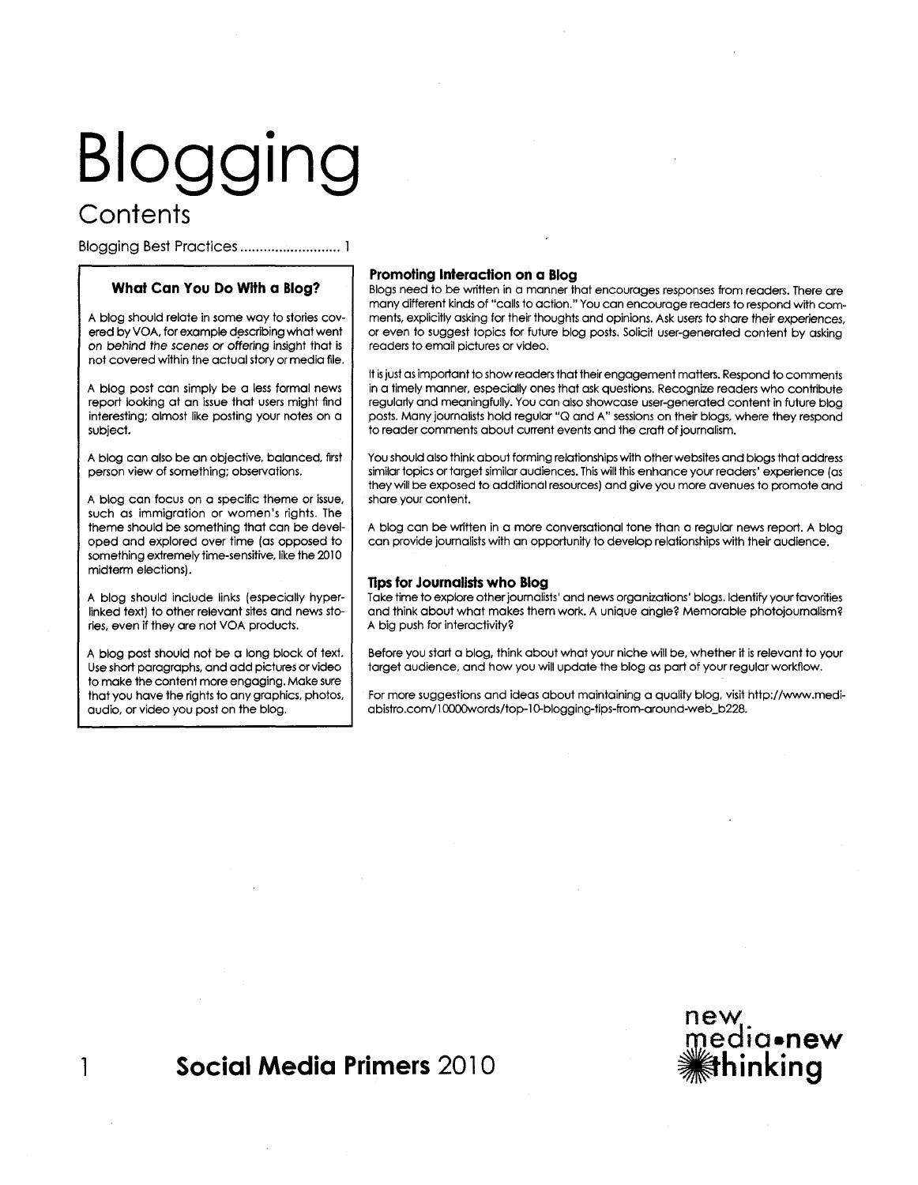# Blogging

## Contents

Blogging Best Practices .......................... 1

### What Can You Do With a Blog?

A blog should relate in some way to stories covered by VOA, for example describing what went on *behind the scenes* or *offering* insight that is not covered within the actual story or media file.

A blog post can simply be a less formal news report looking at an issue that users might find interesting; almost like posting your notes on a subject.

A blog can also be an objective, balanced, first person view of something; observations.

A blog can focus on a specific theme or issue, such as immigration or women's rights. The theme should be something that can be developed and explored over time (as opposed to something extremely time-sensitive, like the 2010 midterm elections).

A blog should include links (especially hyperlinked text) to other relevant sites and news stories, even if they are not VOA products.

A blog post should not be a long block of text. Use short paragraphs, and add pictures or video to make the content more engaging. Make sure that you have the rights to any graphics, photos, audio, or video you post on the blog.

### Promoting Interaction on a Blog

Blogs need to be written in a manner that encourages responses from readers. There are many different kinds of "calls to action." You can encourage readers to respond with comments, explicitly asking for their thoughts and opinions. Ask users to *share their experiences*, or even to suggest topics for future blog posts. Solicit user-generated content by asking readers to email pictures or video.

It is just as important to show readers that their engagement matters. Respond to comments in a timely manner, especially ones that ask questions. Recognize readers who contribute regularly and meaningfully. You can also showcase user-generated content in future blog posts. Many journalists hold regular "Q and A" sessions on their blogs, where they respond to reader comments about current events and the craft of journalism.

You should also think about forming relationships with other websites and blogs that address similar topics or target similar audiences. This will this enhance your readers' experience (as they will be exposed to additional resources) and give you more avenues to promote and share your content.

A blog can be written in a more conversational tone than a regular news report. A blog can provide journalists with an opportunity to develop relationships with their audience.

### Tips for Journalists who Blog

Take time to explore other journalists' and news organizations' blogs. Identify your favorities and think about what makes them work. A unique angle? Memorable photojournalism? A big push for interactivity?

Before you start a blog, think about what your niche will be, whether it is relevant to your target audience, and how you will update the blog as part of your regular workflow.

For more suggestions and ideas about maintaining a quality blog, visit http://www.mediabistro.com/10000words/top-10-blogging-tips-from-around-web_b228.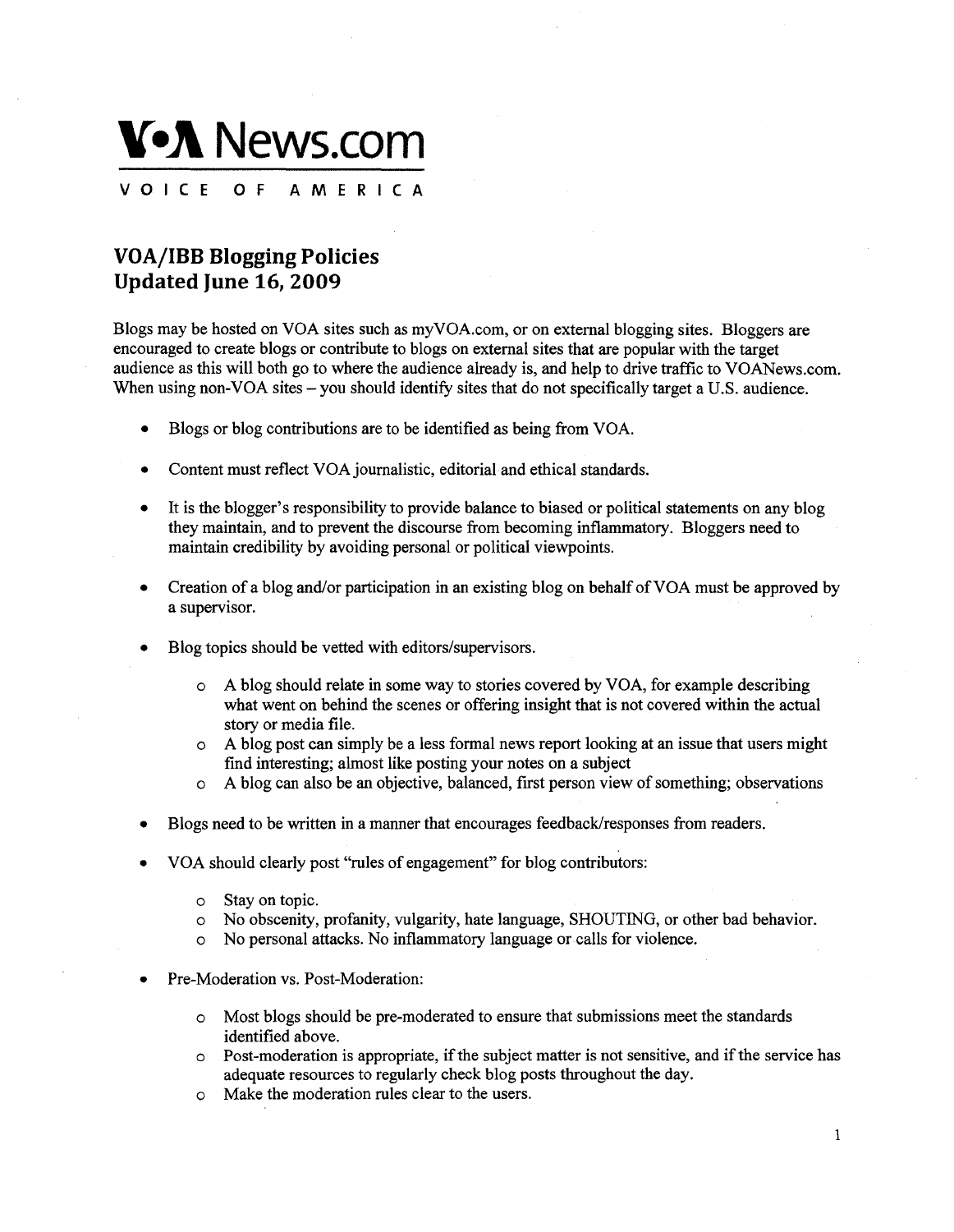# V•A News.com

VOICE OF AMERICA

## VOA/IBB Blogging Policies
## Updated June 16, 2009

Blogs may be hosted on VOA sites such as myVOA.com, or on external blogging sites. Bloggers are encouraged to create blogs or contribute to blogs on external sites that are popular with the target audience as this will both go to where the audience already is, and help to drive traffic to VOANews.com. When using non-VOA sites – you should identify sites that do not specifically target a U.S. audience.

- Blogs or blog contributions are to be identified as being from VOA.
- Content must reflect VOA journalistic, editorial and ethical standards.
- It is the blogger's responsibility to provide balance to biased or political statements on any blog they maintain, and to prevent the discourse from becoming inflammatory. Bloggers need to maintain credibility by avoiding personal or political viewpoints.
- Creation of a blog and/or participation in an existing blog on behalf of VOA must be approved by a supervisor.
- Blog topics should be vetted with editors/supervisors.
    - A blog should relate in some way to stories covered by VOA, for example describing what went on behind the scenes or offering insight that is not covered within the actual story or media file.
    - A blog post can simply be a less formal news report looking at an issue that users might find interesting; almost like posting your notes on a subject
    - A blog can also be an objective, balanced, first person view of something; observations
- Blogs need to be written in a manner that encourages feedback/responses from readers.
- VOA should clearly post "rules of engagement" for blog contributors:
    - Stay on topic.
    - No obscenity, profanity, vulgarity, hate language, SHOUTING, or other bad behavior.
    - No personal attacks. No inflammatory language or calls for violence.
- Pre-Moderation vs. Post-Moderation:
    - Most blogs should be pre-moderated to ensure that submissions meet the standards identified above.
    - Post-moderation is appropriate, if the subject matter is not sensitive, and if the service has adequate resources to regularly check blog posts throughout the day.
    - Make the moderation rules clear to the users.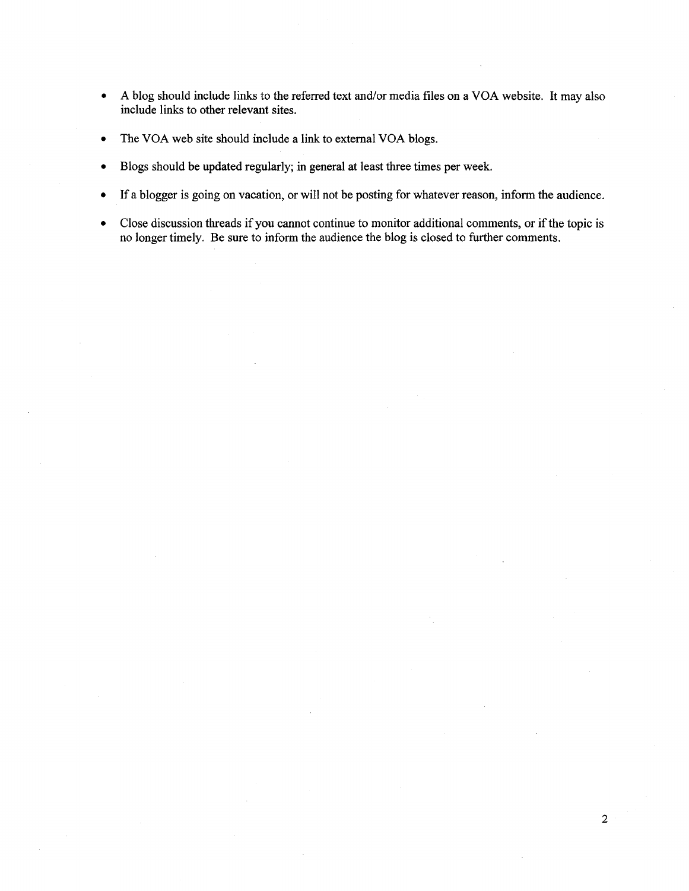- A blog should include links to the referred text and/or media files on a VOA website. It may also include links to other relevant sites.
- The VOA web site should include a link to external VOA blogs.
- Blogs should be updated regularly; in general at least three times per week.
- If a blogger is going on vacation, or will not be posting for whatever reason, inform the audience.
- Close discussion threads if you cannot continue to monitor additional comments, or if the topic is no longer timely. Be sure to inform the audience the blog is closed to further comments.